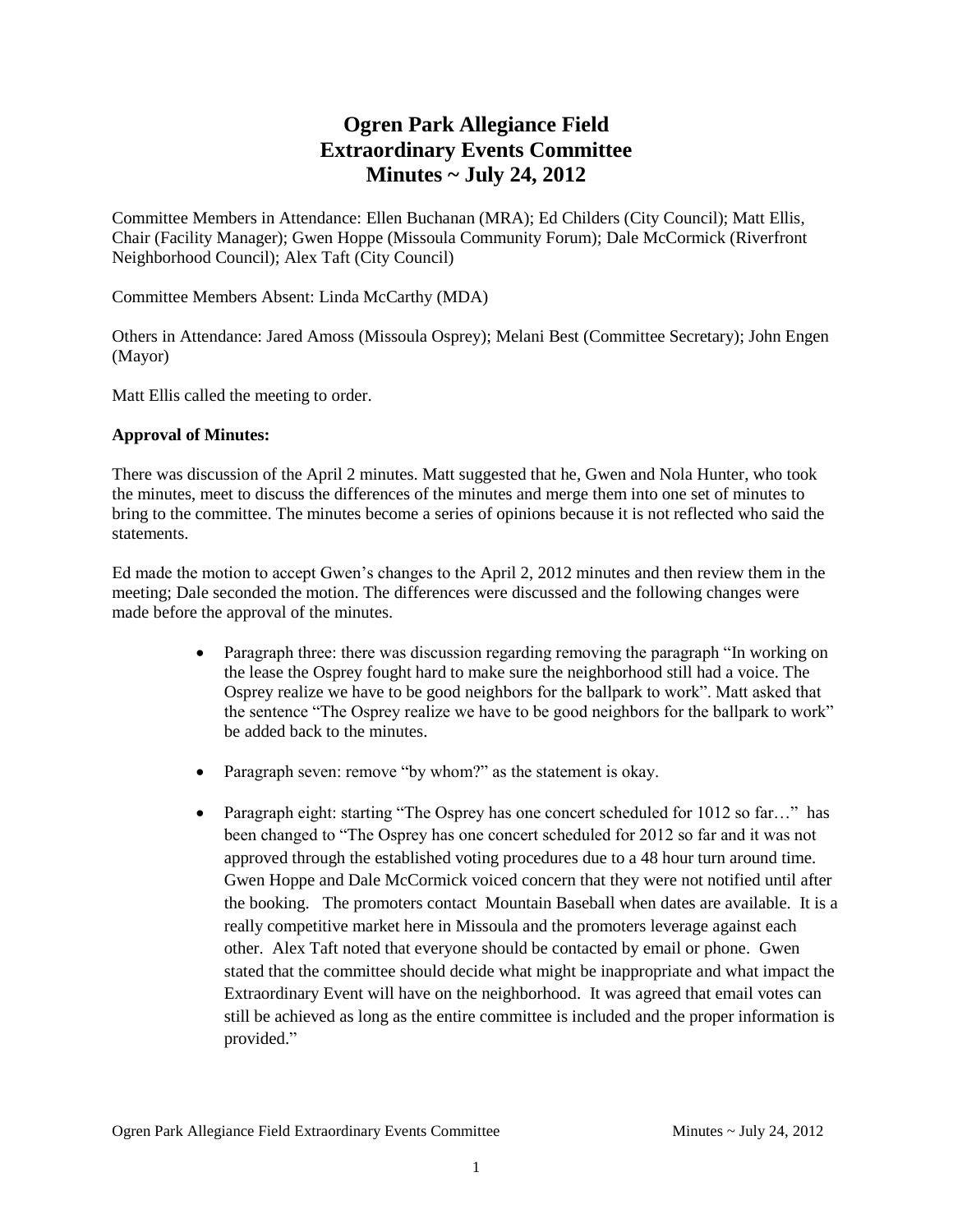# Ogren Park Allegiance Field
# Extraordinary Events Committee
# Minutes ~ July 24, 2012

Committee Members in Attendance: Ellen Buchanan (MRA); Ed Childers (City Council); Matt Ellis, Chair (Facility Manager); Gwen Hoppe (Missoula Community Forum); Dale McCormick (Riverfront Neighborhood Council); Alex Taft (City Council)

Committee Members Absent: Linda McCarthy (MDA)

Others in Attendance: Jared Amoss (Missoula Osprey); Melani Best (Committee Secretary); John Engen (Mayor)

Matt Ellis called the meeting to order.

**Approval of Minutes:**

There was discussion of the April 2 minutes. Matt suggested that he, Gwen and Nola Hunter, who took the minutes, meet to discuss the differences of the minutes and merge them into one set of minutes to bring to the committee. The minutes become a series of opinions because it is not reflected who said the statements.

Ed made the motion to accept Gwen's changes to the April 2, 2012 minutes and then review them in the meeting; Dale seconded the motion. The differences were discussed and the following changes were made before the approval of the minutes.

- Paragraph three: there was discussion regarding removing the paragraph "In working on the lease the Osprey fought hard to make sure the neighborhood still had a voice. The Osprey realize we have to be good neighbors for the ballpark to work". Matt asked that the sentence "The Osprey realize we have to be good neighbors for the ballpark to work" be added back to the minutes.
- Paragraph seven: remove "by whom?" as the statement is okay.
- Paragraph eight: starting "The Osprey has one concert scheduled for 1012 so far…" has been changed to "The Osprey has one concert scheduled for 2012 so far and it was not approved through the established voting procedures due to a 48 hour turn around time. Gwen Hoppe and Dale McCormick voiced concern that they were not notified until after the booking. The promoters contact Mountain Baseball when dates are available. It is a really competitive market here in Missoula and the promoters leverage against each other. Alex Taft noted that everyone should be contacted by email or phone. Gwen stated that the committee should decide what might be inappropriate and what impact the Extraordinary Event will have on the neighborhood. It was agreed that email votes can still be achieved as long as the entire committee is included and the proper information is provided."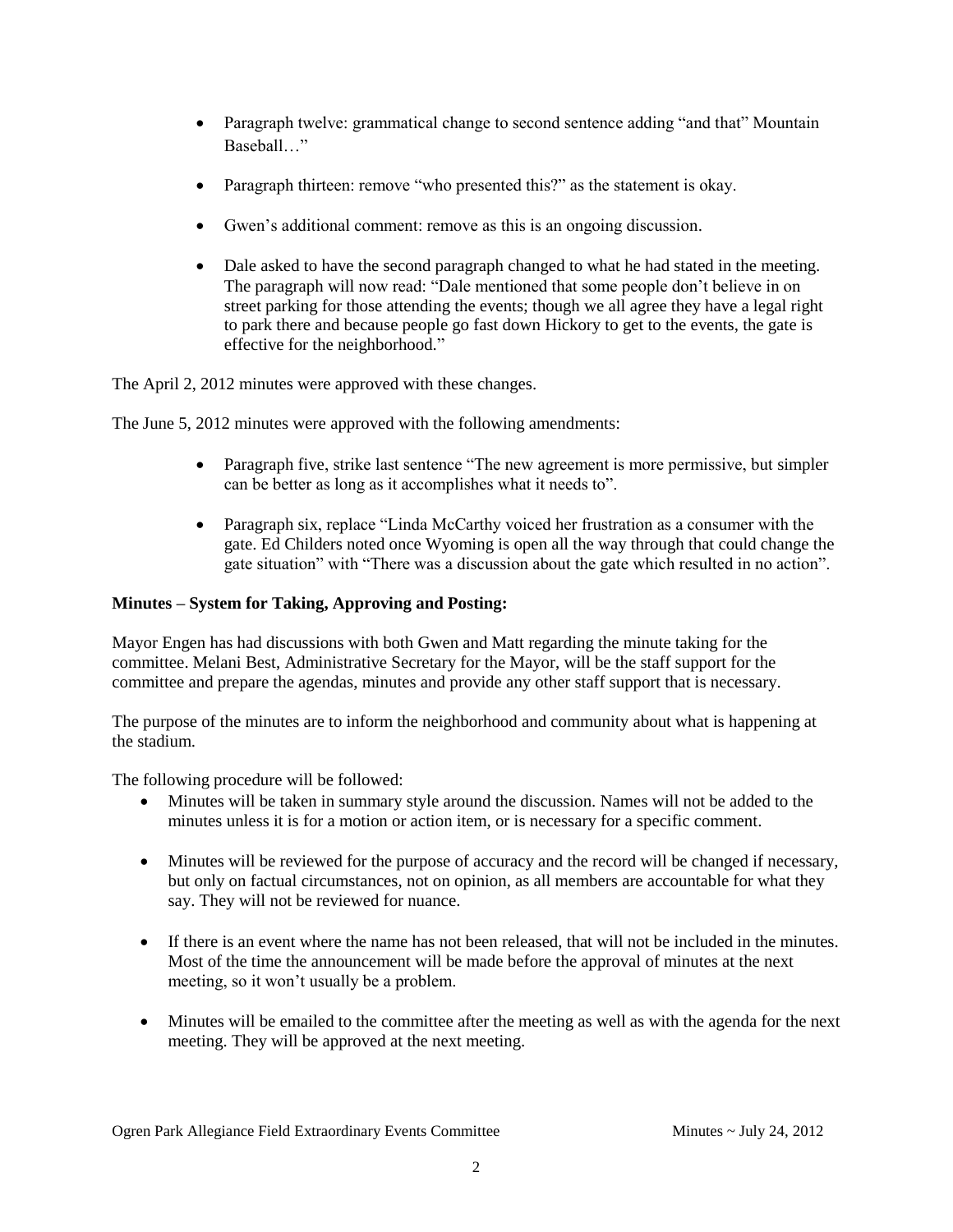- Paragraph twelve: grammatical change to second sentence adding "and that" Mountain Baseball…"

- Paragraph thirteen: remove "who presented this?" as the statement is okay.

- Gwen's additional comment: remove as this is an ongoing discussion.

- Dale asked to have the second paragraph changed to what he had stated in the meeting. The paragraph will now read: "Dale mentioned that some people don't believe in on street parking for those attending the events; though we all agree they have a legal right to park there and because people go fast down Hickory to get to the events, the gate is effective for the neighborhood."

The April 2, 2012 minutes were approved with these changes.

The June 5, 2012 minutes were approved with the following amendments:

- Paragraph five, strike last sentence "The new agreement is more permissive, but simpler can be better as long as it accomplishes what it needs to".

- Paragraph six, replace "Linda McCarthy voiced her frustration as a consumer with the gate. Ed Childers noted once Wyoming is open all the way through that could change the gate situation" with "There was a discussion about the gate which resulted in no action".

**Minutes – System for Taking, Approving and Posting:**

Mayor Engen has had discussions with both Gwen and Matt regarding the minute taking for the committee. Melani Best, Administrative Secretary for the Mayor, will be the staff support for the committee and prepare the agendas, minutes and provide any other staff support that is necessary.

The purpose of the minutes are to inform the neighborhood and community about what is happening at the stadium.

The following procedure will be followed:

- Minutes will be taken in summary style around the discussion. Names will not be added to the minutes unless it is for a motion or action item, or is necessary for a specific comment.

- Minutes will be reviewed for the purpose of accuracy and the record will be changed if necessary, but only on factual circumstances, not on opinion, as all members are accountable for what they say. They will not be reviewed for nuance.

- If there is an event where the name has not been released, that will not be included in the minutes. Most of the time the announcement will be made before the approval of minutes at the next meeting, so it won't usually be a problem.

- Minutes will be emailed to the committee after the meeting as well as with the agenda for the next meeting. They will be approved at the next meeting.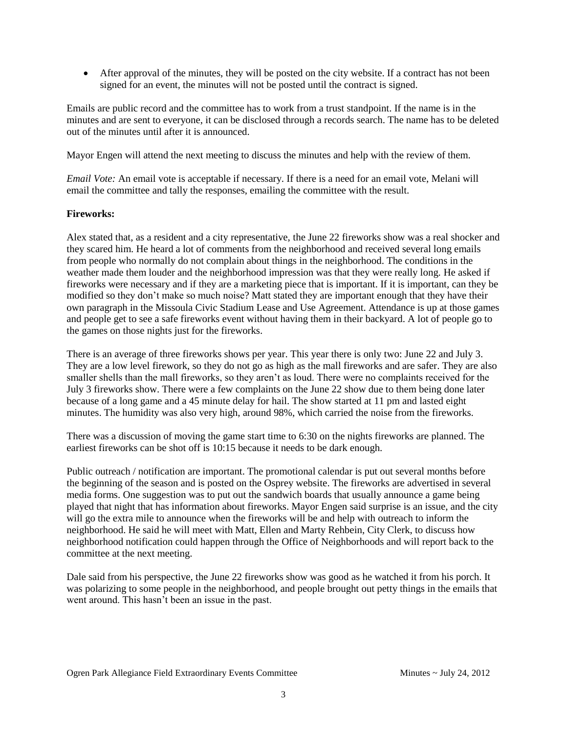- After approval of the minutes, they will be posted on the city website. If a contract has not been signed for an event, the minutes will not be posted until the contract is signed.

Emails are public record and the committee has to work from a trust standpoint. If the name is in the minutes and are sent to everyone, it can be disclosed through a records search. The name has to be deleted out of the minutes until after it is announced.

Mayor Engen will attend the next meeting to discuss the minutes and help with the review of them.

*Email Vote:* An email vote is acceptable if necessary. If there is a need for an email vote, Melani will email the committee and tally the responses, emailing the committee with the result.

**Fireworks:**

Alex stated that, as a resident and a city representative, the June 22 fireworks show was a real shocker and they scared him. He heard a lot of comments from the neighborhood and received several long emails from people who normally do not complain about things in the neighborhood. The conditions in the weather made them louder and the neighborhood impression was that they were really long. He asked if fireworks were necessary and if they are a marketing piece that is important. If it is important, can they be modified so they don't make so much noise? Matt stated they are important enough that they have their own paragraph in the Missoula Civic Stadium Lease and Use Agreement. Attendance is up at those games and people get to see a safe fireworks event without having them in their backyard. A lot of people go to the games on those nights just for the fireworks.

There is an average of three fireworks shows per year. This year there is only two: June 22 and July 3. They are a low level firework, so they do not go as high as the mall fireworks and are safer. They are also smaller shells than the mall fireworks, so they aren't as loud. There were no complaints received for the July 3 fireworks show. There were a few complaints on the June 22 show due to them being done later because of a long game and a 45 minute delay for hail. The show started at 11 pm and lasted eight minutes. The humidity was also very high, around 98%, which carried the noise from the fireworks.

There was a discussion of moving the game start time to 6:30 on the nights fireworks are planned. The earliest fireworks can be shot off is 10:15 because it needs to be dark enough.

Public outreach / notification are important. The promotional calendar is put out several months before the beginning of the season and is posted on the Osprey website. The fireworks are advertised in several media forms. One suggestion was to put out the sandwich boards that usually announce a game being played that night that has information about fireworks. Mayor Engen said surprise is an issue, and the city will go the extra mile to announce when the fireworks will be and help with outreach to inform the neighborhood. He said he will meet with Matt, Ellen and Marty Rehbein, City Clerk, to discuss how neighborhood notification could happen through the Office of Neighborhoods and will report back to the committee at the next meeting.

Dale said from his perspective, the June 22 fireworks show was good as he watched it from his porch. It was polarizing to some people in the neighborhood, and people brought out petty things in the emails that went around. This hasn't been an issue in the past.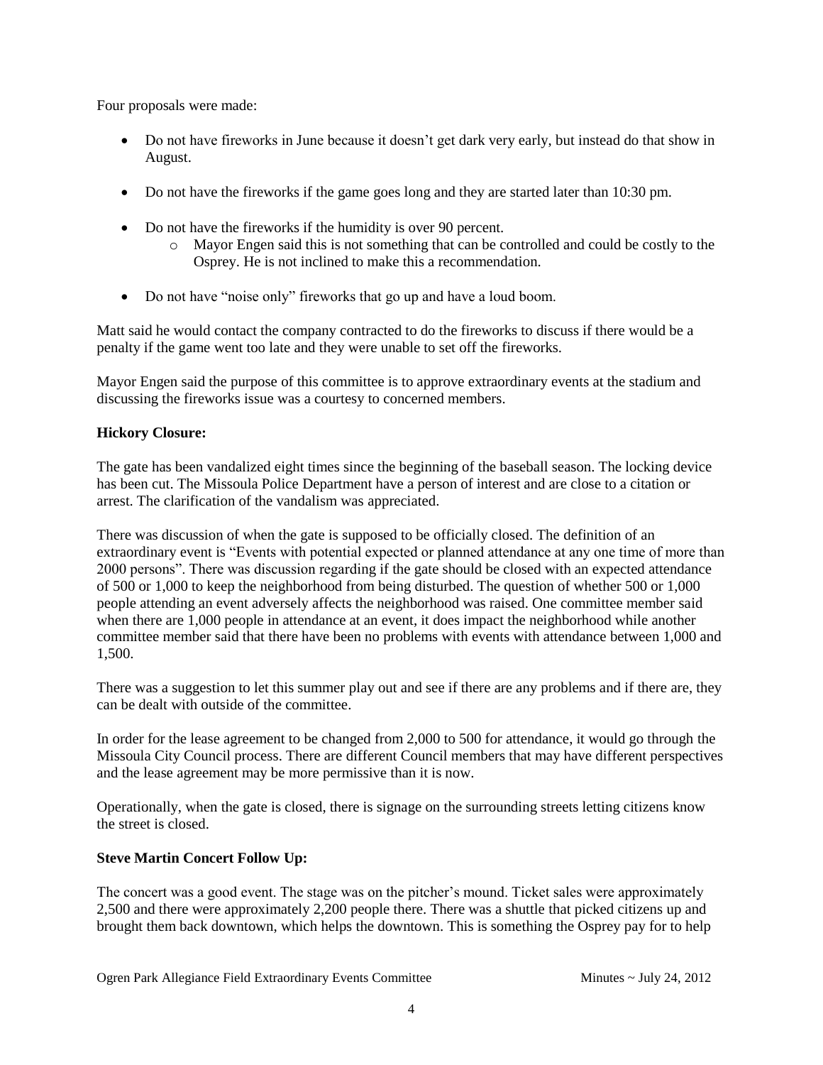Four proposals were made:

- Do not have fireworks in June because it doesn't get dark very early, but instead do that show in August.
- Do not have the fireworks if the game goes long and they are started later than 10:30 pm.
- Do not have the fireworks if the humidity is over 90 percent.
  - Mayor Engen said this is not something that can be controlled and could be costly to the Osprey. He is not inclined to make this a recommendation.
- Do not have "noise only" fireworks that go up and have a loud boom.

Matt said he would contact the company contracted to do the fireworks to discuss if there would be a penalty if the game went too late and they were unable to set off the fireworks.

Mayor Engen said the purpose of this committee is to approve extraordinary events at the stadium and discussing the fireworks issue was a courtesy to concerned members.

**Hickory Closure:**

The gate has been vandalized eight times since the beginning of the baseball season. The locking device has been cut. The Missoula Police Department have a person of interest and are close to a citation or arrest. The clarification of the vandalism was appreciated.

There was discussion of when the gate is supposed to be officially closed. The definition of an extraordinary event is "Events with potential expected or planned attendance at any one time of more than 2000 persons". There was discussion regarding if the gate should be closed with an expected attendance of 500 or 1,000 to keep the neighborhood from being disturbed. The question of whether 500 or 1,000 people attending an event adversely affects the neighborhood was raised. One committee member said when there are 1,000 people in attendance at an event, it does impact the neighborhood while another committee member said that there have been no problems with events with attendance between 1,000 and 1,500.

There was a suggestion to let this summer play out and see if there are any problems and if there are, they can be dealt with outside of the committee.

In order for the lease agreement to be changed from 2,000 to 500 for attendance, it would go through the Missoula City Council process. There are different Council members that may have different perspectives and the lease agreement may be more permissive than it is now.

Operationally, when the gate is closed, there is signage on the surrounding streets letting citizens know the street is closed.

**Steve Martin Concert Follow Up:**

The concert was a good event. The stage was on the pitcher's mound. Ticket sales were approximately 2,500 and there were approximately 2,200 people there. There was a shuttle that picked citizens up and brought them back downtown, which helps the downtown. This is something the Osprey pay for to help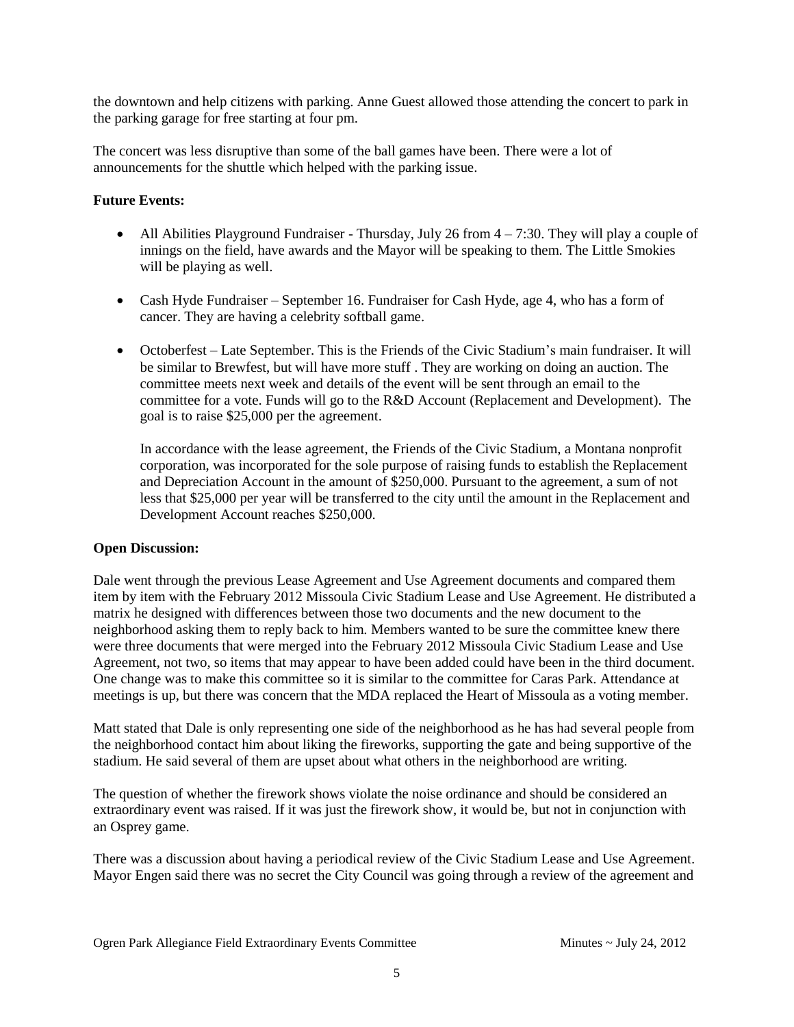the downtown and help citizens with parking. Anne Guest allowed those attending the concert to park in the parking garage for free starting at four pm.

The concert was less disruptive than some of the ball games have been. There were a lot of announcements for the shuttle which helped with the parking issue.

**Future Events:**

- All Abilities Playground Fundraiser - Thursday, July 26 from 4 – 7:30. They will play a couple of innings on the field, have awards and the Mayor will be speaking to them. The Little Smokies will be playing as well.

- Cash Hyde Fundraiser – September 16. Fundraiser for Cash Hyde, age 4, who has a form of cancer. They are having a celebrity softball game.

- Octoberfest – Late September. This is the Friends of the Civic Stadium's main fundraiser. It will be similar to Brewfest, but will have more stuff . They are working on doing an auction. The committee meets next week and details of the event will be sent through an email to the committee for a vote. Funds will go to the R&D Account (Replacement and Development). The goal is to raise $25,000 per the agreement.

  In accordance with the lease agreement, the Friends of the Civic Stadium, a Montana nonprofit corporation, was incorporated for the sole purpose of raising funds to establish the Replacement and Depreciation Account in the amount of $250,000. Pursuant to the agreement, a sum of not less that $25,000 per year will be transferred to the city until the amount in the Replacement and Development Account reaches $250,000.

**Open Discussion:**

Dale went through the previous Lease Agreement and Use Agreement documents and compared them item by item with the February 2012 Missoula Civic Stadium Lease and Use Agreement. He distributed a matrix he designed with differences between those two documents and the new document to the neighborhood asking them to reply back to him. Members wanted to be sure the committee knew there were three documents that were merged into the February 2012 Missoula Civic Stadium Lease and Use Agreement, not two, so items that may appear to have been added could have been in the third document. One change was to make this committee so it is similar to the committee for Caras Park. Attendance at meetings is up, but there was concern that the MDA replaced the Heart of Missoula as a voting member.

Matt stated that Dale is only representing one side of the neighborhood as he has had several people from the neighborhood contact him about liking the fireworks, supporting the gate and being supportive of the stadium. He said several of them are upset about what others in the neighborhood are writing.

The question of whether the firework shows violate the noise ordinance and should be considered an extraordinary event was raised. If it was just the firework show, it would be, but not in conjunction with an Osprey game.

There was a discussion about having a periodical review of the Civic Stadium Lease and Use Agreement. Mayor Engen said there was no secret the City Council was going through a review of the agreement and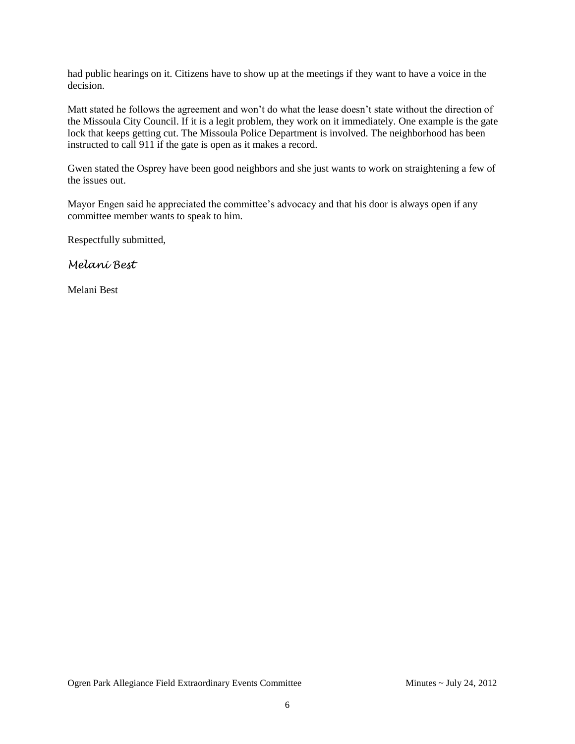had public hearings on it. Citizens have to show up at the meetings if they want to have a voice in the decision.

Matt stated he follows the agreement and won't do what the lease doesn't state without the direction of the Missoula City Council. If it is a legit problem, they work on it immediately. One example is the gate lock that keeps getting cut. The Missoula Police Department is involved. The neighborhood has been instructed to call 911 if the gate is open as it makes a record.

Gwen stated the Osprey have been good neighbors and she just wants to work on straightening a few of the issues out.

Mayor Engen said he appreciated the committee's advocacy and that his door is always open if any committee member wants to speak to him.

Respectfully submitted,

*Melani Best*

Melani Best